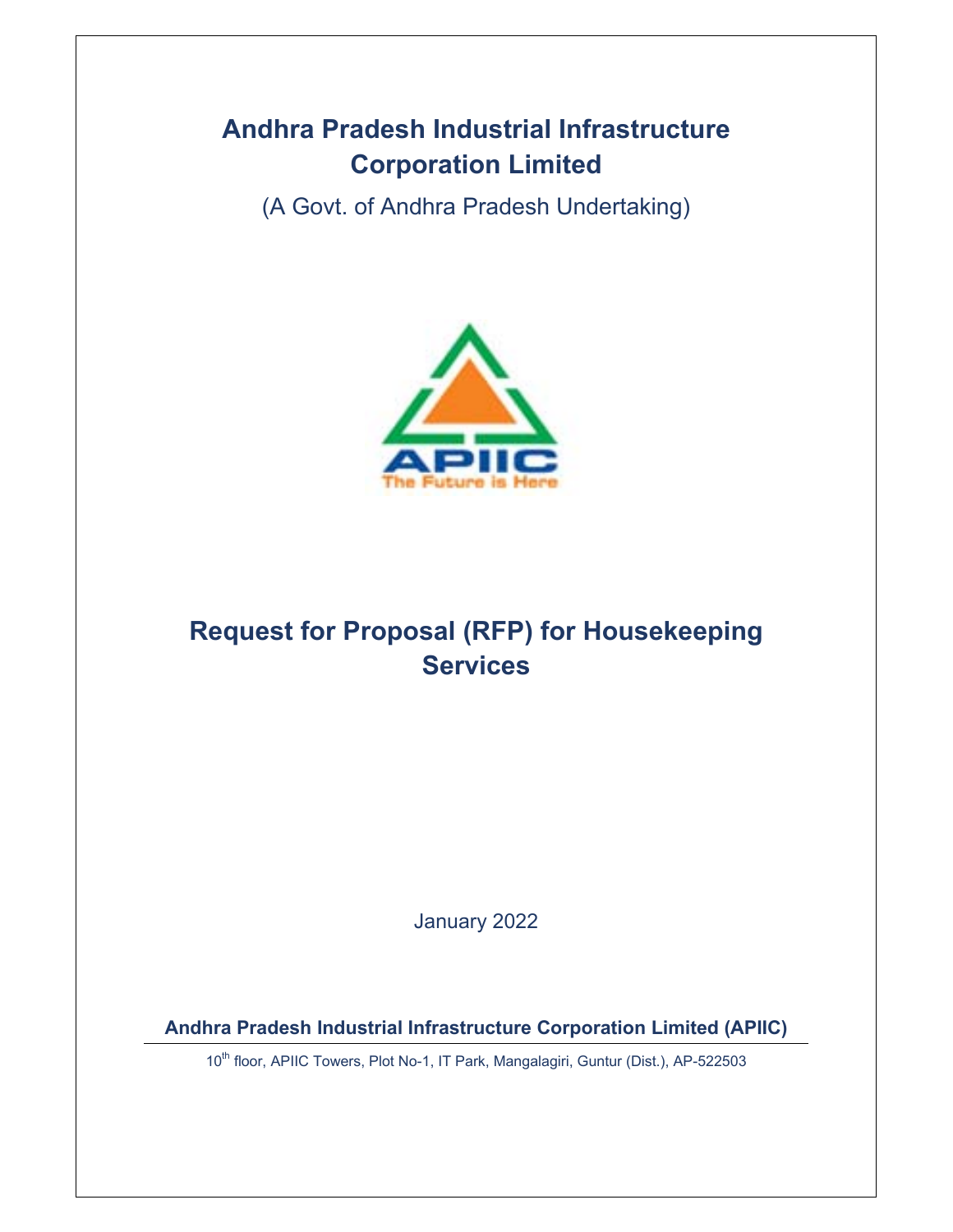# Andhra Pradesh Industrial Infrastructure Corporation Limited

(A Govt. of Andhra Pradesh Undertaking)

## Request for Proposal (RFP) for Housekeeping Services

January 2022

**Andhra Pradesh Industrial Infrastructure Corporation Limited (APIIC)**

10th floor, APIIC Towers, Plot No-1, IT Park, Mangalagiri, Guntur (Dist.), AP-522503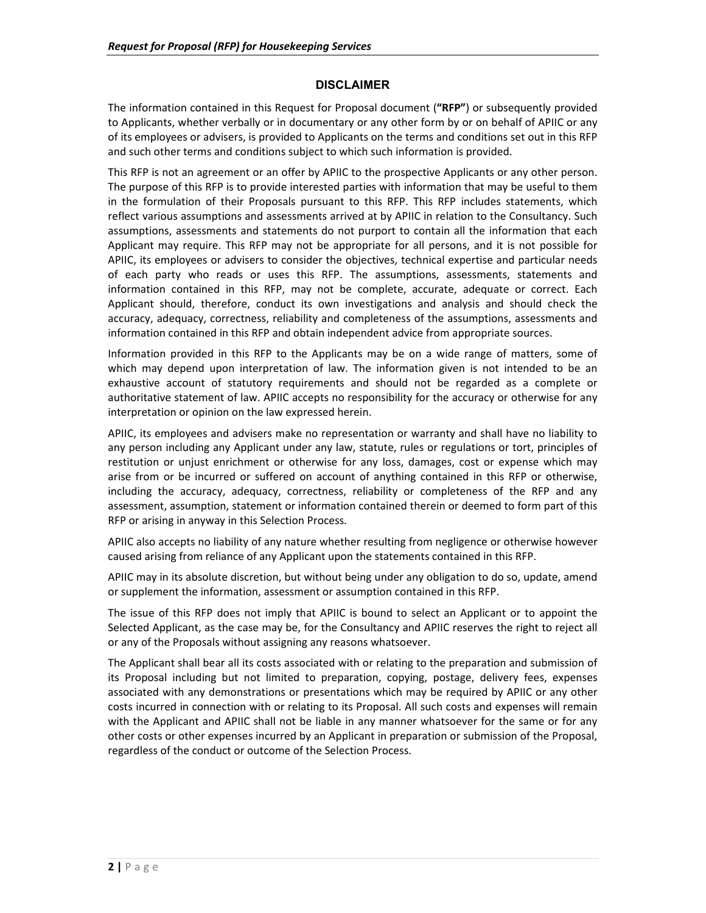## DISCLAIMER

The information contained in this Request for Proposal document (**"RFP"**) or subsequently provided to Applicants, whether verbally or in documentary or any other form by or on behalf of APIIC or any of its employees or advisers, is provided to Applicants on the terms and conditions set out in this RFP and such other terms and conditions subject to which such information is provided.

This RFP is not an agreement or an offer by APIIC to the prospective Applicants or any other person. The purpose of this RFP is to provide interested parties with information that may be useful to them in the formulation of their Proposals pursuant to this RFP. This RFP includes statements, which reflect various assumptions and assessments arrived at by APIIC in relation to the Consultancy. Such assumptions, assessments and statements do not purport to contain all the information that each Applicant may require. This RFP may not be appropriate for all persons, and it is not possible for APIIC, its employees or advisers to consider the objectives, technical expertise and particular needs of each party who reads or uses this RFP. The assumptions, assessments, statements and information contained in this RFP, may not be complete, accurate, adequate or correct. Each Applicant should, therefore, conduct its own investigations and analysis and should check the accuracy, adequacy, correctness, reliability and completeness of the assumptions, assessments and information contained in this RFP and obtain independent advice from appropriate sources.

Information provided in this RFP to the Applicants may be on a wide range of matters, some of which may depend upon interpretation of law. The information given is not intended to be an exhaustive account of statutory requirements and should not be regarded as a complete or authoritative statement of law. APIIC accepts no responsibility for the accuracy or otherwise for any interpretation or opinion on the law expressed herein.

APIIC, its employees and advisers make no representation or warranty and shall have no liability to any person including any Applicant under any law, statute, rules or regulations or tort, principles of restitution or unjust enrichment or otherwise for any loss, damages, cost or expense which may arise from or be incurred or suffered on account of anything contained in this RFP or otherwise, including the accuracy, adequacy, correctness, reliability or completeness of the RFP and any assessment, assumption, statement or information contained therein or deemed to form part of this RFP or arising in anyway in this Selection Process.

APIIC also accepts no liability of any nature whether resulting from negligence or otherwise however caused arising from reliance of any Applicant upon the statements contained in this RFP.

APIIC may in its absolute discretion, but without being under any obligation to do so, update, amend or supplement the information, assessment or assumption contained in this RFP.

The issue of this RFP does not imply that APIIC is bound to select an Applicant or to appoint the Selected Applicant, as the case may be, for the Consultancy and APIIC reserves the right to reject all or any of the Proposals without assigning any reasons whatsoever.

The Applicant shall bear all its costs associated with or relating to the preparation and submission of its Proposal including but not limited to preparation, copying, postage, delivery fees, expenses associated with any demonstrations or presentations which may be required by APIIC or any other costs incurred in connection with or relating to its Proposal. All such costs and expenses will remain with the Applicant and APIIC shall not be liable in any manner whatsoever for the same or for any other costs or other expenses incurred by an Applicant in preparation or submission of the Proposal, regardless of the conduct or outcome of the Selection Process.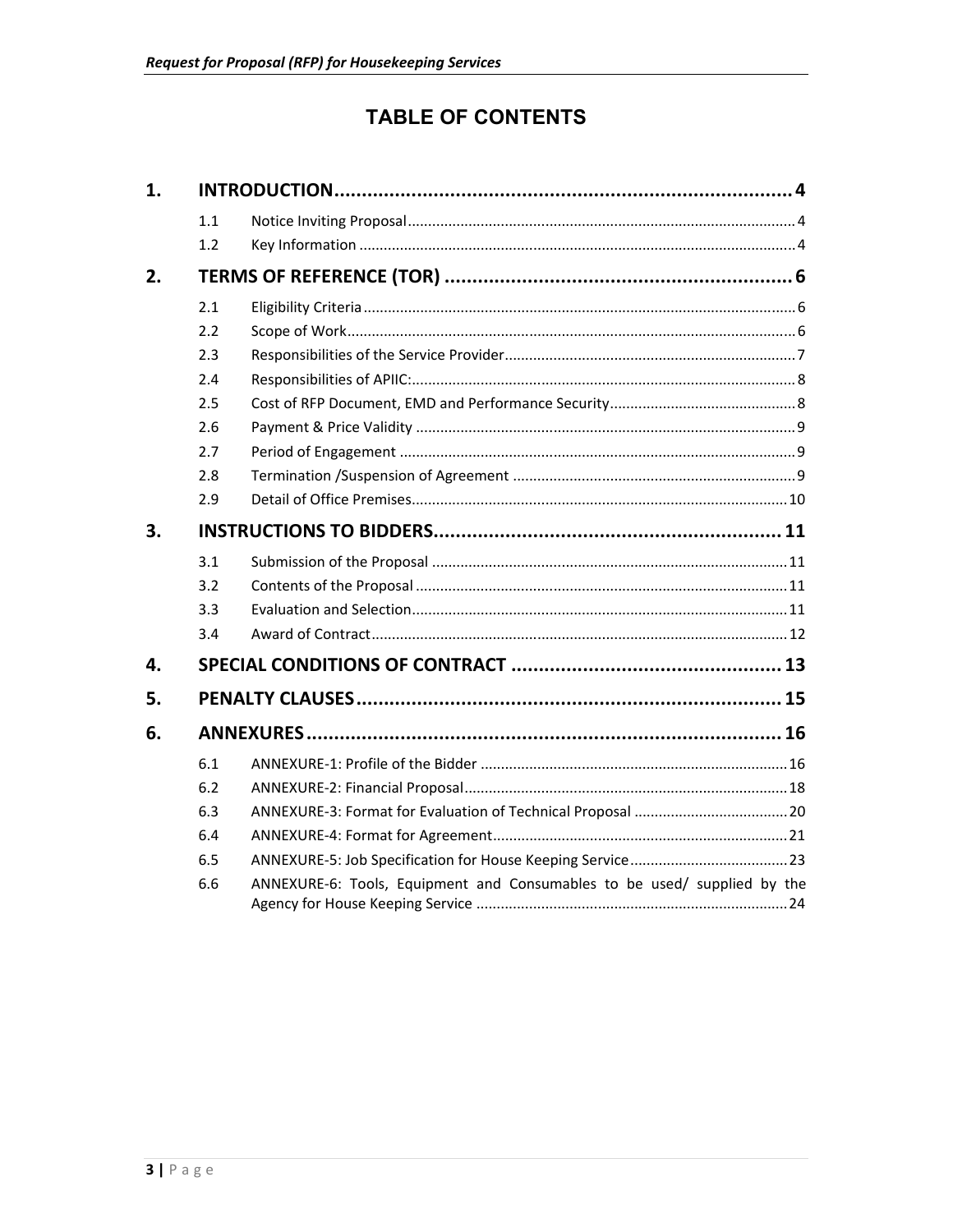# TABLE OF CONTENTS

| | | | |
|---|---|---|---|
| **1.** | **INTRODUCTION** | | **4** |
| | 1.1 | Notice Inviting Proposal | 4 |
| | 1.2 | Key Information | 4 |
| **2.** | **TERMS OF REFERENCE (TOR)** | | **6** |
| | 2.1 | Eligibility Criteria | 6 |
| | 2.2 | Scope of Work | 6 |
| | 2.3 | Responsibilities of the Service Provider | 7 |
| | 2.4 | Responsibilities of APIIC: | 8 |
| | 2.5 | Cost of RFP Document, EMD and Performance Security | 8 |
| | 2.6 | Payment & Price Validity | 9 |
| | 2.7 | Period of Engagement | 9 |
| | 2.8 | Termination /Suspension of Agreement | 9 |
| | 2.9 | Detail of Office Premises | 10 |
| **3.** | **INSTRUCTIONS TO BIDDERS** | | **11** |
| | 3.1 | Submission of the Proposal | 11 |
| | 3.2 | Contents of the Proposal | 11 |
| | 3.3 | Evaluation and Selection | 11 |
| | 3.4 | Award of Contract | 12 |
| **4.** | **SPECIAL CONDITIONS OF CONTRACT** | | **13** |
| **5.** | **PENALTY CLAUSES** | | **15** |
| **6.** | **ANNEXURES** | | **16** |
| | 6.1 | ANNEXURE-1: Profile of the Bidder | 16 |
| | 6.2 | ANNEXURE-2: Financial Proposal | 18 |
| | 6.3 | ANNEXURE-3: Format for Evaluation of Technical Proposal | 20 |
| | 6.4 | ANNEXURE-4: Format for Agreement | 21 |
| | 6.5 | ANNEXURE-5: Job Specification for House Keeping Service | 23 |
| | 6.6 | ANNEXURE-6: Tools, Equipment and Consumables to be used/ supplied by the Agency for House Keeping Service | 24 |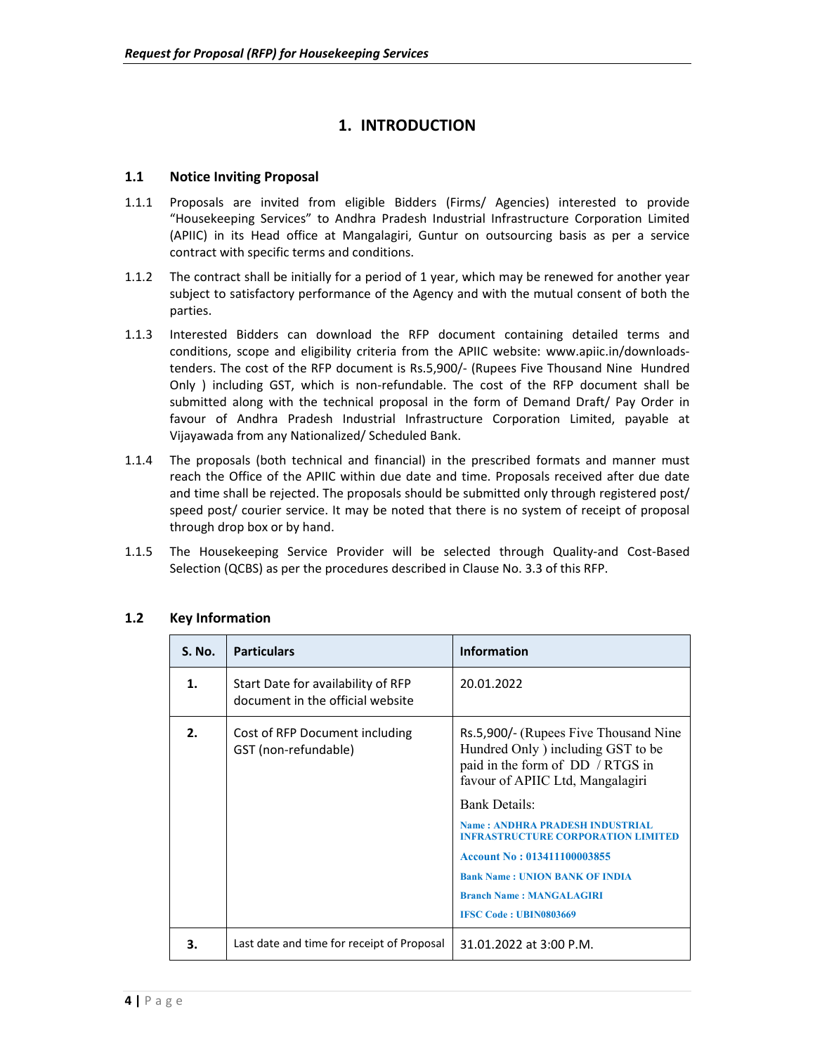# 1. INTRODUCTION

## 1.1 Notice Inviting Proposal

1.1.1 Proposals are invited from eligible Bidders (Firms/ Agencies) interested to provide "Housekeeping Services" to Andhra Pradesh Industrial Infrastructure Corporation Limited (APIIC) in its Head office at Mangalagiri, Guntur on outsourcing basis as per a service contract with specific terms and conditions.

1.1.2 The contract shall be initially for a period of 1 year, which may be renewed for another year subject to satisfactory performance of the Agency and with the mutual consent of both the parties.

1.1.3 Interested Bidders can download the RFP document containing detailed terms and conditions, scope and eligibility criteria from the APIIC website: www.apiic.in/downloads-tenders. The cost of the RFP document is Rs.5,900/- (Rupees Five Thousand Nine Hundred Only ) including GST, which is non-refundable. The cost of the RFP document shall be submitted along with the technical proposal in the form of Demand Draft/ Pay Order in favour of Andhra Pradesh Industrial Infrastructure Corporation Limited, payable at Vijayawada from any Nationalized/ Scheduled Bank.

1.1.4 The proposals (both technical and financial) in the prescribed formats and manner must reach the Office of the APIIC within due date and time. Proposals received after due date and time shall be rejected. The proposals should be submitted only through registered post/ speed post/ courier service. It may be noted that there is no system of receipt of proposal through drop box or by hand.

1.1.5 The Housekeeping Service Provider will be selected through Quality-and Cost-Based Selection (QCBS) as per the procedures described in Clause No. 3.3 of this RFP.

## 1.2 Key Information

| S. No. | Particulars | Information |
|---|---|---|
| 1. | Start Date for availability of RFP document in the official website | 20.01.2022 |
| 2. | Cost of RFP Document including GST (non-refundable) | Rs.5,900/- (Rupees Five Thousand Nine Hundred Only ) including GST to be paid in the form of DD / RTGS in favour of APIIC Ltd, Mangalagiri<br><br>Bank Details:<br><br>**Name : ANDHRA PRADESH INDUSTRIAL INFRASTRUCTURE CORPORATION LIMITED**<br><br>**Account No : 013411100003855**<br><br>**Bank Name : UNION BANK OF INDIA**<br><br>**Branch Name : MANGALAGIRI**<br><br>**IFSC Code : UBIN0803669** |
| 3. | Last date and time for receipt of Proposal | 31.01.2022 at 3:00 P.M. |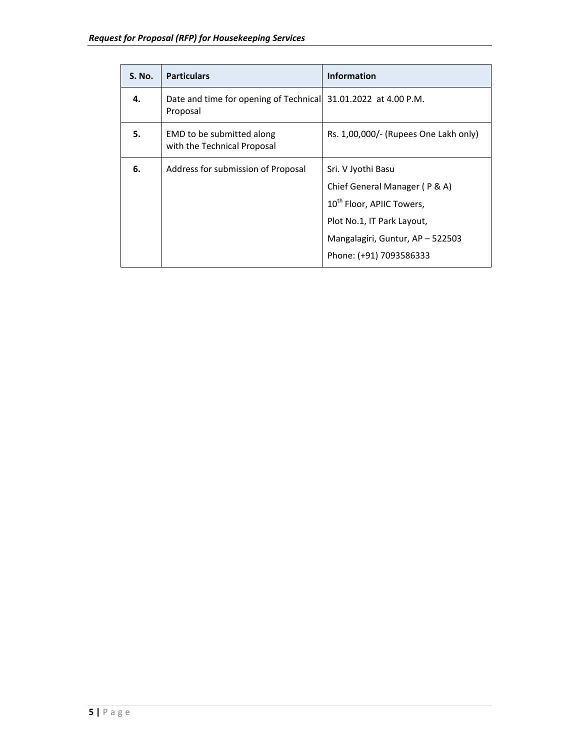| S. No. | Particulars | Information |
|---|---|---|
| 4. | Date and time for opening of Technical Proposal | 31.01.2022 at 4.00 P.M. |
| 5. | EMD to be submitted along with the Technical Proposal | Rs. 1,00,000/- (Rupees One Lakh only) |
| 6. | Address for submission of Proposal | Sri. V Jyothi Basu<br>Chief General Manager ( P & A)<br>10th Floor, APIIC Towers,<br>Plot No.1, IT Park Layout,<br>Mangalagiri, Guntur, AP – 522503<br>Phone: (+91) 7093586333 |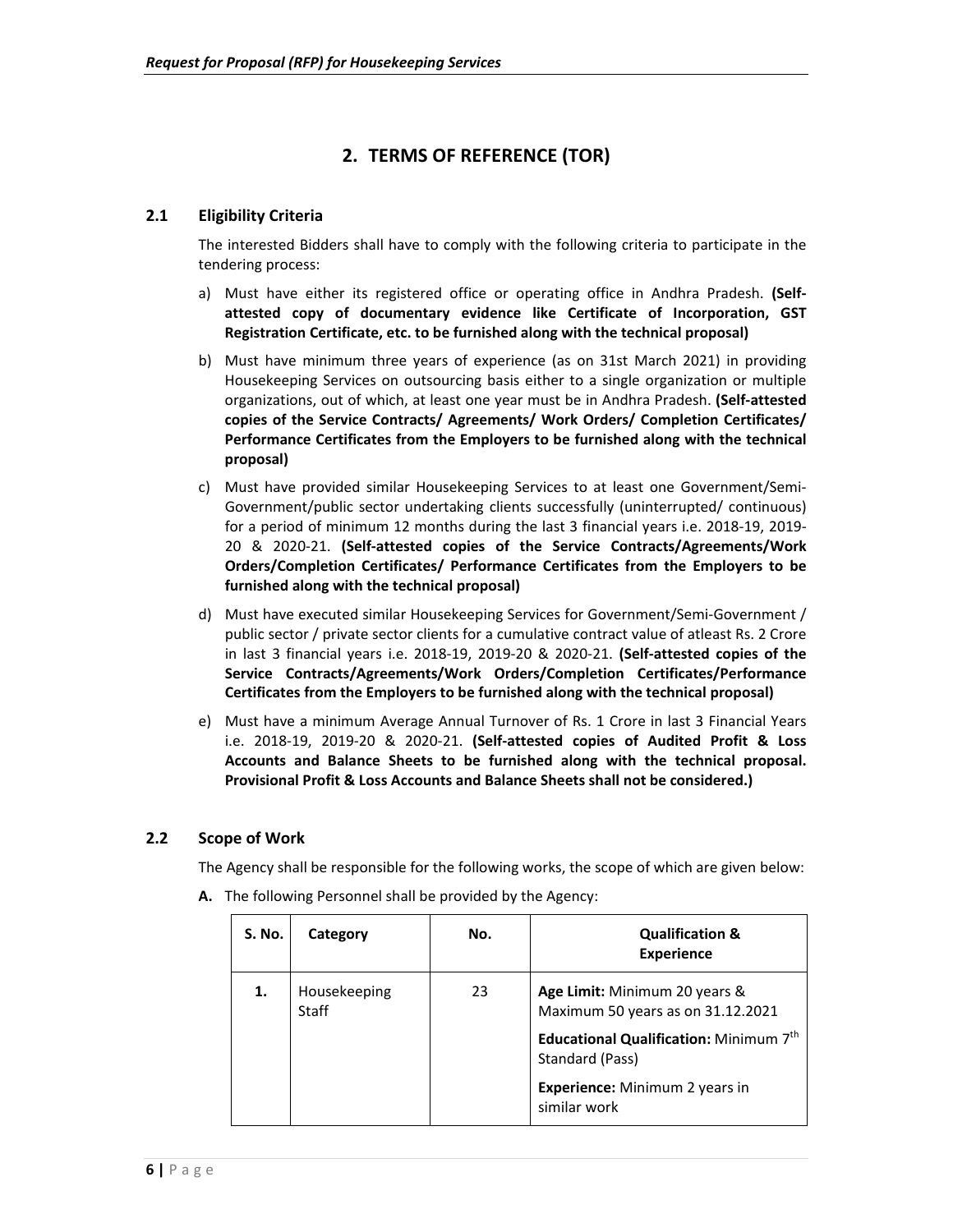# 2. TERMS OF REFERENCE (TOR)

## 2.1 Eligibility Criteria

The interested Bidders shall have to comply with the following criteria to participate in the tendering process:

a) Must have either its registered office or operating office in Andhra Pradesh. **(Self-attested copy of documentary evidence like Certificate of Incorporation, GST Registration Certificate, etc. to be furnished along with the technical proposal)**

b) Must have minimum three years of experience (as on 31st March 2021) in providing Housekeeping Services on outsourcing basis either to a single organization or multiple organizations, out of which, at least one year must be in Andhra Pradesh. **(Self-attested copies of the Service Contracts/ Agreements/ Work Orders/ Completion Certificates/ Performance Certificates from the Employers to be furnished along with the technical proposal)**

c) Must have provided similar Housekeeping Services to at least one Government/Semi-Government/public sector undertaking clients successfully (uninterrupted/ continuous) for a period of minimum 12 months during the last 3 financial years i.e. 2018-19, 2019-20 & 2020-21. **(Self-attested copies of the Service Contracts/Agreements/Work Orders/Completion Certificates/ Performance Certificates from the Employers to be furnished along with the technical proposal)**

d) Must have executed similar Housekeeping Services for Government/Semi-Government / public sector / private sector clients for a cumulative contract value of atleast Rs. 2 Crore in last 3 financial years i.e. 2018-19, 2019-20 & 2020-21. **(Self-attested copies of the Service Contracts/Agreements/Work Orders/Completion Certificates/Performance Certificates from the Employers to be furnished along with the technical proposal)**

e) Must have a minimum Average Annual Turnover of Rs. 1 Crore in last 3 Financial Years i.e. 2018-19, 2019-20 & 2020-21. **(Self-attested copies of Audited Profit & Loss Accounts and Balance Sheets to be furnished along with the technical proposal. Provisional Profit & Loss Accounts and Balance Sheets shall not be considered.)**

## 2.2 Scope of Work

The Agency shall be responsible for the following works, the scope of which are given below:

**A.** The following Personnel shall be provided by the Agency:

| S. No. | Category | No. | Qualification & Experience |
|---|---|---|---|
| **1.** | Housekeeping Staff | 23 | **Age Limit:** Minimum 20 years & Maximum 50 years as on 31.12.2021<br>**Educational Qualification:** Minimum 7th Standard (Pass)<br>**Experience:** Minimum 2 years in similar work |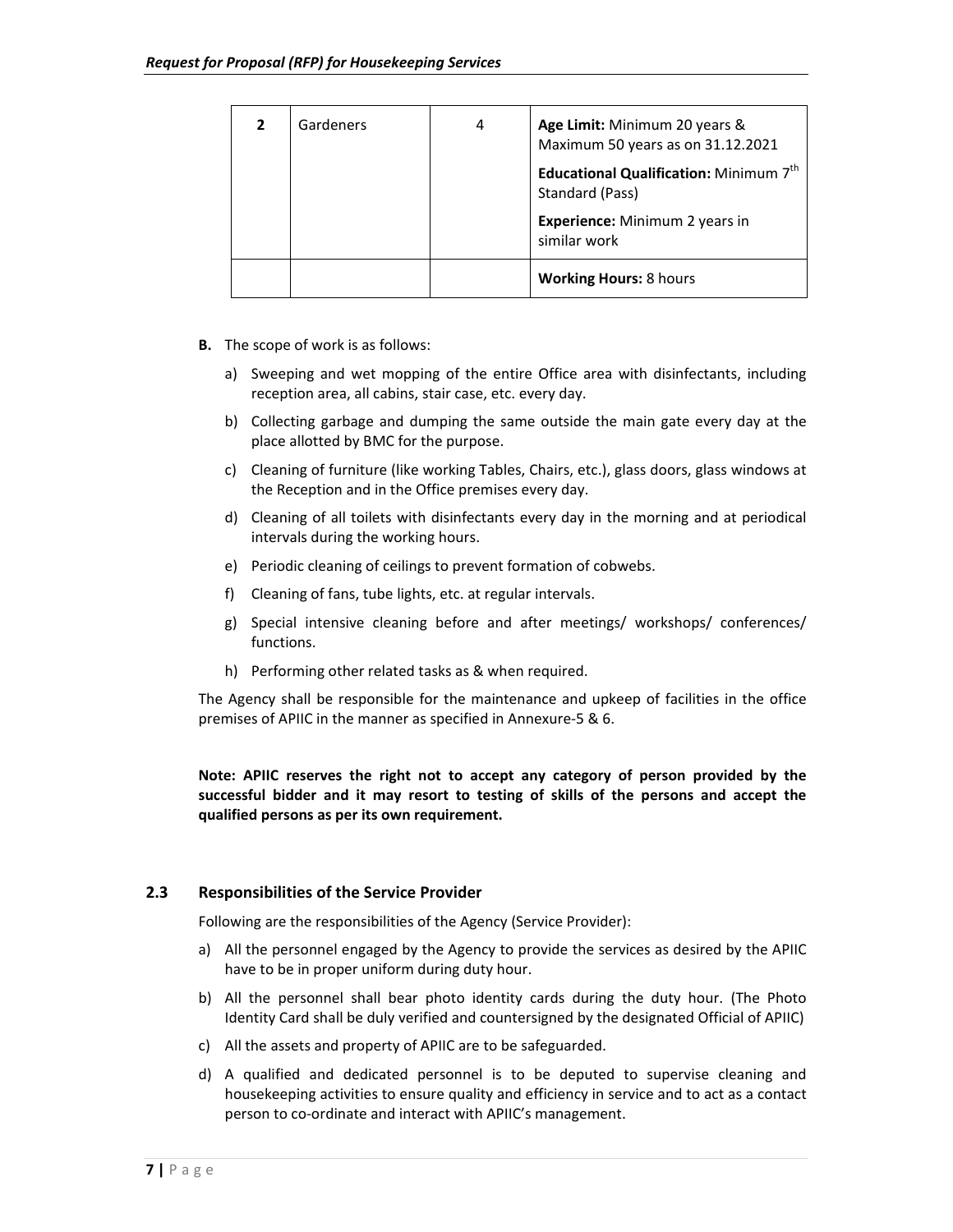| **2** | Gardeners | 4 | **Age Limit:** Minimum 20 years & Maximum 50 years as on 31.12.2021<br>**Educational Qualification:** Minimum 7th Standard (Pass)<br>**Experience:** Minimum 2 years in similar work |
|---|---|---|---|
| | | | **Working Hours:** 8 hours |

**B.** The scope of work is as follows:

a) Sweeping and wet mopping of the entire Office area with disinfectants, including reception area, all cabins, stair case, etc. every day.

b) Collecting garbage and dumping the same outside the main gate every day at the place allotted by BMC for the purpose.

c) Cleaning of furniture (like working Tables, Chairs, etc.), glass doors, glass windows at the Reception and in the Office premises every day.

d) Cleaning of all toilets with disinfectants every day in the morning and at periodical intervals during the working hours.

e) Periodic cleaning of ceilings to prevent formation of cobwebs.

f) Cleaning of fans, tube lights, etc. at regular intervals.

g) Special intensive cleaning before and after meetings/ workshops/ conferences/ functions.

h) Performing other related tasks as & when required.

The Agency shall be responsible for the maintenance and upkeep of facilities in the office premises of APIIC in the manner as specified in Annexure-5 & 6.

**Note: APIIC reserves the right not to accept any category of person provided by the successful bidder and it may resort to testing of skills of the persons and accept the qualified persons as per its own requirement.**

### 2.3 Responsibilities of the Service Provider

Following are the responsibilities of the Agency (Service Provider):

a) All the personnel engaged by the Agency to provide the services as desired by the APIIC have to be in proper uniform during duty hour.

b) All the personnel shall bear photo identity cards during the duty hour. (The Photo Identity Card shall be duly verified and countersigned by the designated Official of APIIC)

c) All the assets and property of APIIC are to be safeguarded.

d) A qualified and dedicated personnel is to be deputed to supervise cleaning and housekeeping activities to ensure quality and efficiency in service and to act as a contact person to co-ordinate and interact with APIIC's management.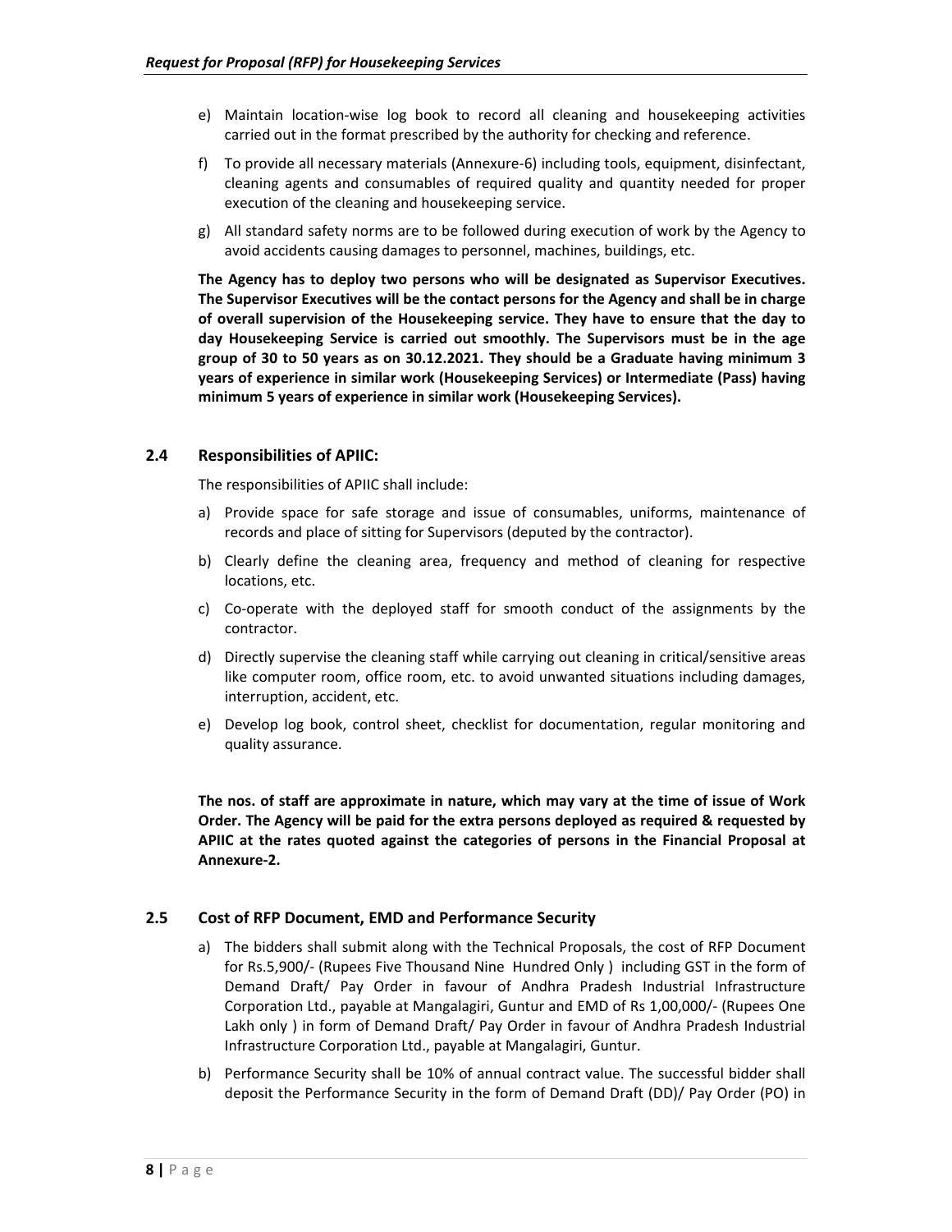e) Maintain location-wise log book to record all cleaning and housekeeping activities carried out in the format prescribed by the authority for checking and reference.

f) To provide all necessary materials (Annexure-6) including tools, equipment, disinfectant, cleaning agents and consumables of required quality and quantity needed for proper execution of the cleaning and housekeeping service.

g) All standard safety norms are to be followed during execution of work by the Agency to avoid accidents causing damages to personnel, machines, buildings, etc.

**The Agency has to deploy two persons who will be designated as Supervisor Executives. The Supervisor Executives will be the contact persons for the Agency and shall be in charge of overall supervision of the Housekeeping service. They have to ensure that the day to day Housekeeping Service is carried out smoothly. The Supervisors must be in the age group of 30 to 50 years as on 30.12.2021. They should be a Graduate having minimum 3 years of experience in similar work (Housekeeping Services) or Intermediate (Pass) having minimum 5 years of experience in similar work (Housekeeping Services).**

### 2.4 Responsibilities of APIIC:

The responsibilities of APIIC shall include:

a) Provide space for safe storage and issue of consumables, uniforms, maintenance of records and place of sitting for Supervisors (deputed by the contractor).

b) Clearly define the cleaning area, frequency and method of cleaning for respective locations, etc.

c) Co-operate with the deployed staff for smooth conduct of the assignments by the contractor.

d) Directly supervise the cleaning staff while carrying out cleaning in critical/sensitive areas like computer room, office room, etc. to avoid unwanted situations including damages, interruption, accident, etc.

e) Develop log book, control sheet, checklist for documentation, regular monitoring and quality assurance.

**The nos. of staff are approximate in nature, which may vary at the time of issue of Work Order. The Agency will be paid for the extra persons deployed as required & requested by APIIC at the rates quoted against the categories of persons in the Financial Proposal at Annexure-2.**

### 2.5 Cost of RFP Document, EMD and Performance Security

a) The bidders shall submit along with the Technical Proposals, the cost of RFP Document for Rs.5,900/- (Rupees Five Thousand Nine Hundred Only ) including GST in the form of Demand Draft/ Pay Order in favour of Andhra Pradesh Industrial Infrastructure Corporation Ltd., payable at Mangalagiri, Guntur and EMD of Rs 1,00,000/- (Rupees One Lakh only ) in form of Demand Draft/ Pay Order in favour of Andhra Pradesh Industrial Infrastructure Corporation Ltd., payable at Mangalagiri, Guntur.

b) Performance Security shall be 10% of annual contract value. The successful bidder shall deposit the Performance Security in the form of Demand Draft (DD)/ Pay Order (PO) in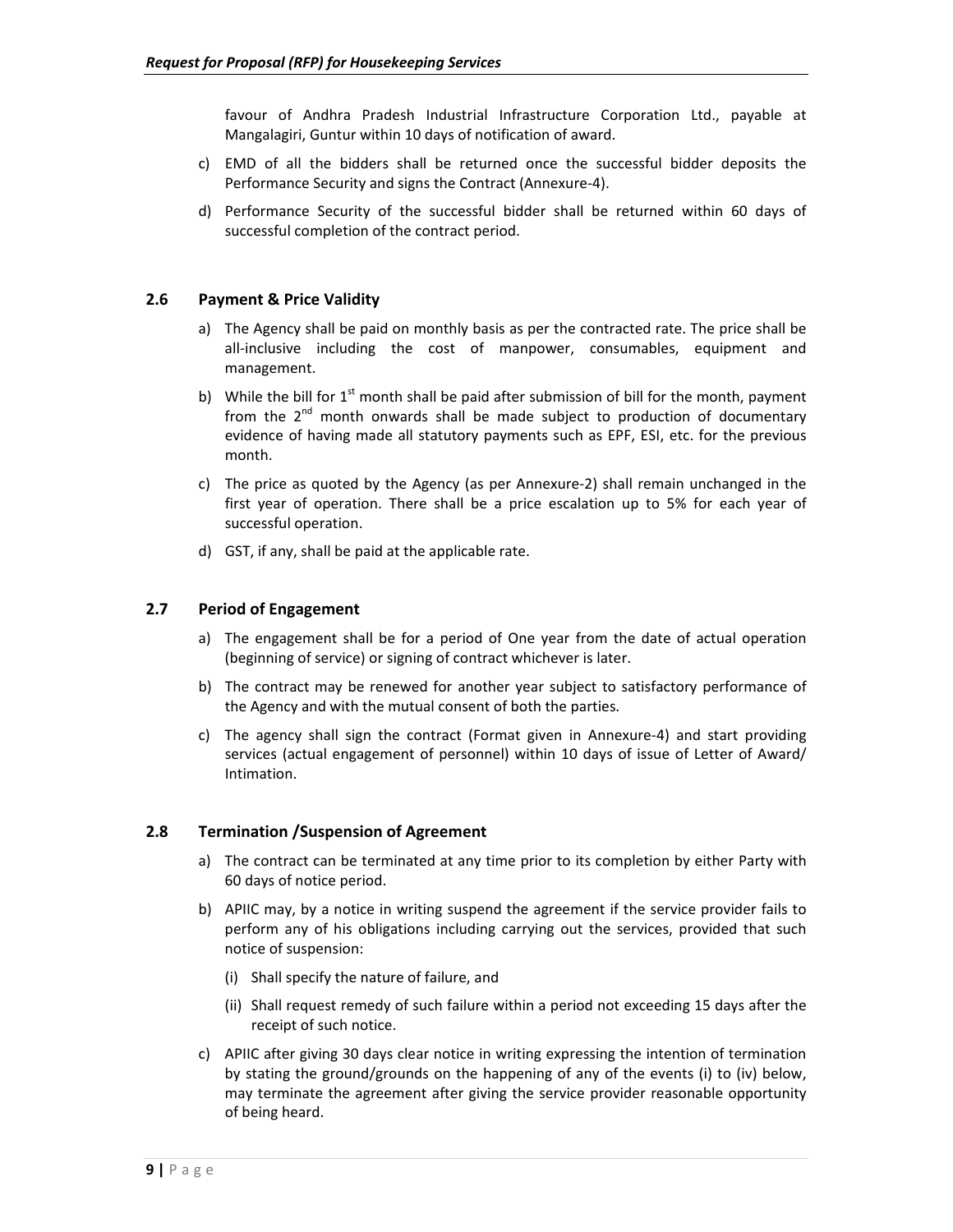favour of Andhra Pradesh Industrial Infrastructure Corporation Ltd., payable at Mangalagiri, Guntur within 10 days of notification of award.

c) EMD of all the bidders shall be returned once the successful bidder deposits the Performance Security and signs the Contract (Annexure-4).

d) Performance Security of the successful bidder shall be returned within 60 days of successful completion of the contract period.

### 2.6 Payment & Price Validity

a) The Agency shall be paid on monthly basis as per the contracted rate. The price shall be all-inclusive including the cost of manpower, consumables, equipment and management.

b) While the bill for 1st month shall be paid after submission of bill for the month, payment from the 2nd month onwards shall be made subject to production of documentary evidence of having made all statutory payments such as EPF, ESI, etc. for the previous month.

c) The price as quoted by the Agency (as per Annexure-2) shall remain unchanged in the first year of operation. There shall be a price escalation up to 5% for each year of successful operation.

d) GST, if any, shall be paid at the applicable rate.

### 2.7 Period of Engagement

a) The engagement shall be for a period of One year from the date of actual operation (beginning of service) or signing of contract whichever is later.

b) The contract may be renewed for another year subject to satisfactory performance of the Agency and with the mutual consent of both the parties.

c) The agency shall sign the contract (Format given in Annexure-4) and start providing services (actual engagement of personnel) within 10 days of issue of Letter of Award/ Intimation.

### 2.8 Termination /Suspension of Agreement

a) The contract can be terminated at any time prior to its completion by either Party with 60 days of notice period.

b) APIIC may, by a notice in writing suspend the agreement if the service provider fails to perform any of his obligations including carrying out the services, provided that such notice of suspension:

   (i) Shall specify the nature of failure, and

   (ii) Shall request remedy of such failure within a period not exceeding 15 days after the receipt of such notice.

c) APIIC after giving 30 days clear notice in writing expressing the intention of termination by stating the ground/grounds on the happening of any of the events (i) to (iv) below, may terminate the agreement after giving the service provider reasonable opportunity of being heard.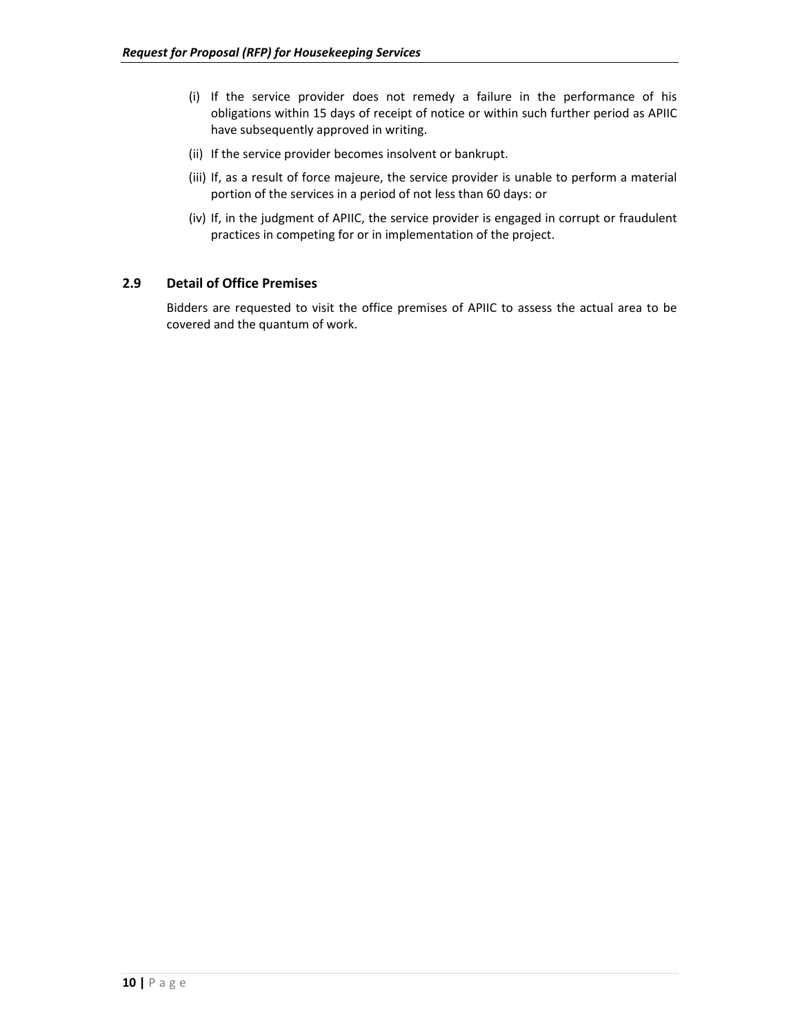(i) If the service provider does not remedy a failure in the performance of his obligations within 15 days of receipt of notice or within such further period as APIIC have subsequently approved in writing.

(ii) If the service provider becomes insolvent or bankrupt.

(iii) If, as a result of force majeure, the service provider is unable to perform a material portion of the services in a period of not less than 60 days: or

(iv) If, in the judgment of APIIC, the service provider is engaged in corrupt or fraudulent practices in competing for or in implementation of the project.

### 2.9 Detail of Office Premises

Bidders are requested to visit the office premises of APIIC to assess the actual area to be covered and the quantum of work.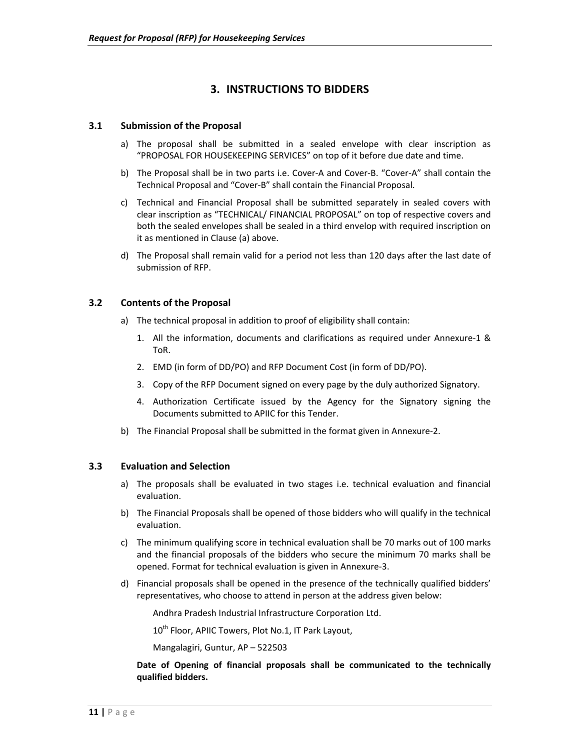# 3. INSTRUCTIONS TO BIDDERS

## 3.1 Submission of the Proposal

a) The proposal shall be submitted in a sealed envelope with clear inscription as "PROPOSAL FOR HOUSEKEEPING SERVICES" on top of it before due date and time.

b) The Proposal shall be in two parts i.e. Cover-A and Cover-B. "Cover-A" shall contain the Technical Proposal and "Cover-B" shall contain the Financial Proposal.

c) Technical and Financial Proposal shall be submitted separately in sealed covers with clear inscription as "TECHNICAL/ FINANCIAL PROPOSAL" on top of respective covers and both the sealed envelopes shall be sealed in a third envelop with required inscription on it as mentioned in Clause (a) above.

d) The Proposal shall remain valid for a period not less than 120 days after the last date of submission of RFP.

## 3.2 Contents of the Proposal

a) The technical proposal in addition to proof of eligibility shall contain:

1. All the information, documents and clarifications as required under Annexure-1 & ToR.
2. EMD (in form of DD/PO) and RFP Document Cost (in form of DD/PO).
3. Copy of the RFP Document signed on every page by the duly authorized Signatory.
4. Authorization Certificate issued by the Agency for the Signatory signing the Documents submitted to APIIC for this Tender.

b) The Financial Proposal shall be submitted in the format given in Annexure-2.

## 3.3 Evaluation and Selection

a) The proposals shall be evaluated in two stages i.e. technical evaluation and financial evaluation.

b) The Financial Proposals shall be opened of those bidders who will qualify in the technical evaluation.

c) The minimum qualifying score in technical evaluation shall be 70 marks out of 100 marks and the financial proposals of the bidders who secure the minimum 70 marks shall be opened. Format for technical evaluation is given in Annexure-3.

d) Financial proposals shall be opened in the presence of the technically qualified bidders' representatives, who choose to attend in person at the address given below:

Andhra Pradesh Industrial Infrastructure Corporation Ltd.

10th Floor, APIIC Towers, Plot No.1, IT Park Layout,

Mangalagiri, Guntur, AP – 522503

**Date of Opening of financial proposals shall be communicated to the technically qualified bidders.**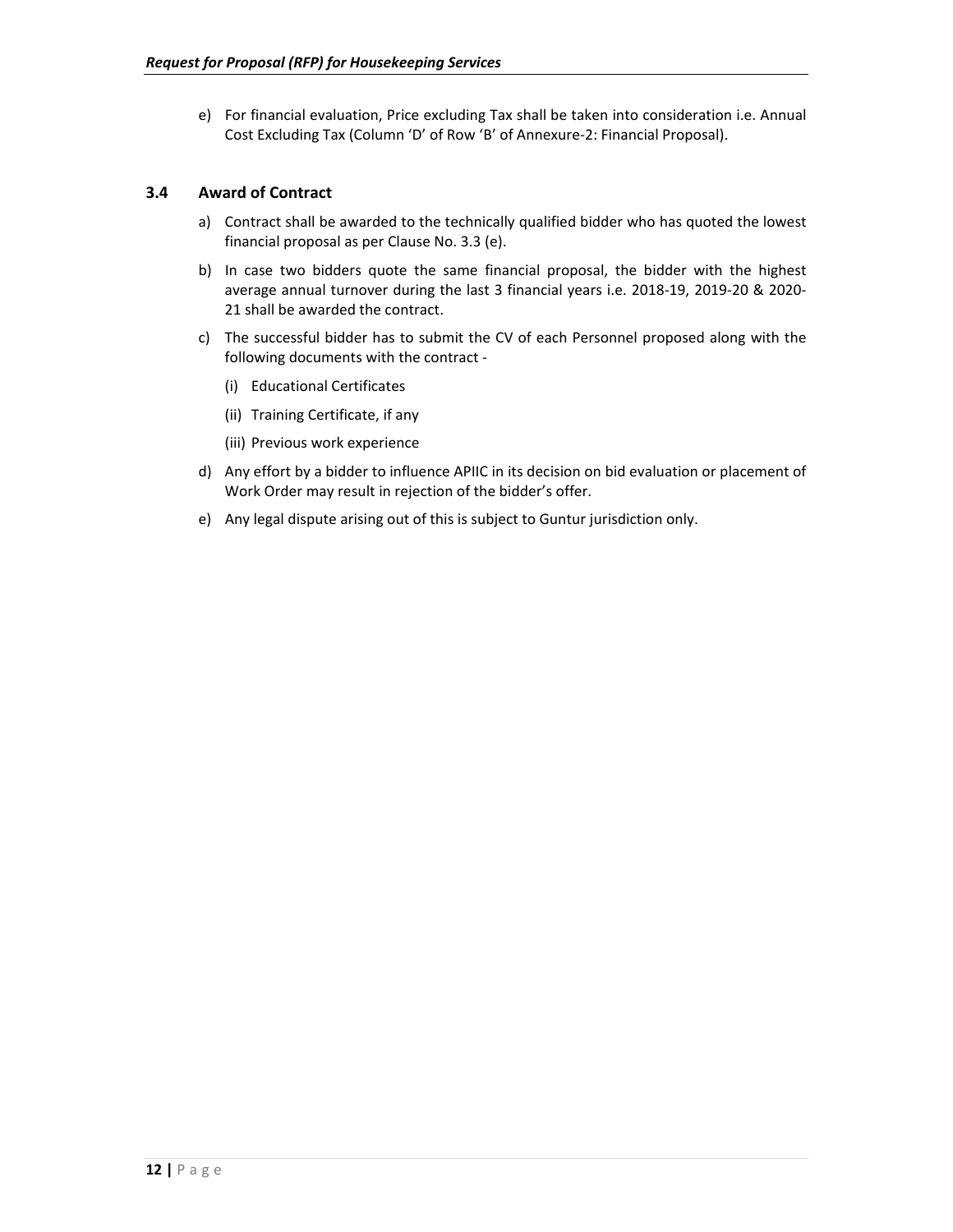e) For financial evaluation, Price excluding Tax shall be taken into consideration i.e. Annual Cost Excluding Tax (Column 'D' of Row 'B' of Annexure-2: Financial Proposal).

### 3.4 Award of Contract

a) Contract shall be awarded to the technically qualified bidder who has quoted the lowest financial proposal as per Clause No. 3.3 (e).

b) In case two bidders quote the same financial proposal, the bidder with the highest average annual turnover during the last 3 financial years i.e. 2018-19, 2019-20 & 2020-21 shall be awarded the contract.

c) The successful bidder has to submit the CV of each Personnel proposed along with the following documents with the contract -

   (i) Educational Certificates

   (ii) Training Certificate, if any

   (iii) Previous work experience

d) Any effort by a bidder to influence APIIC in its decision on bid evaluation or placement of Work Order may result in rejection of the bidder's offer.

e) Any legal dispute arising out of this is subject to Guntur jurisdiction only.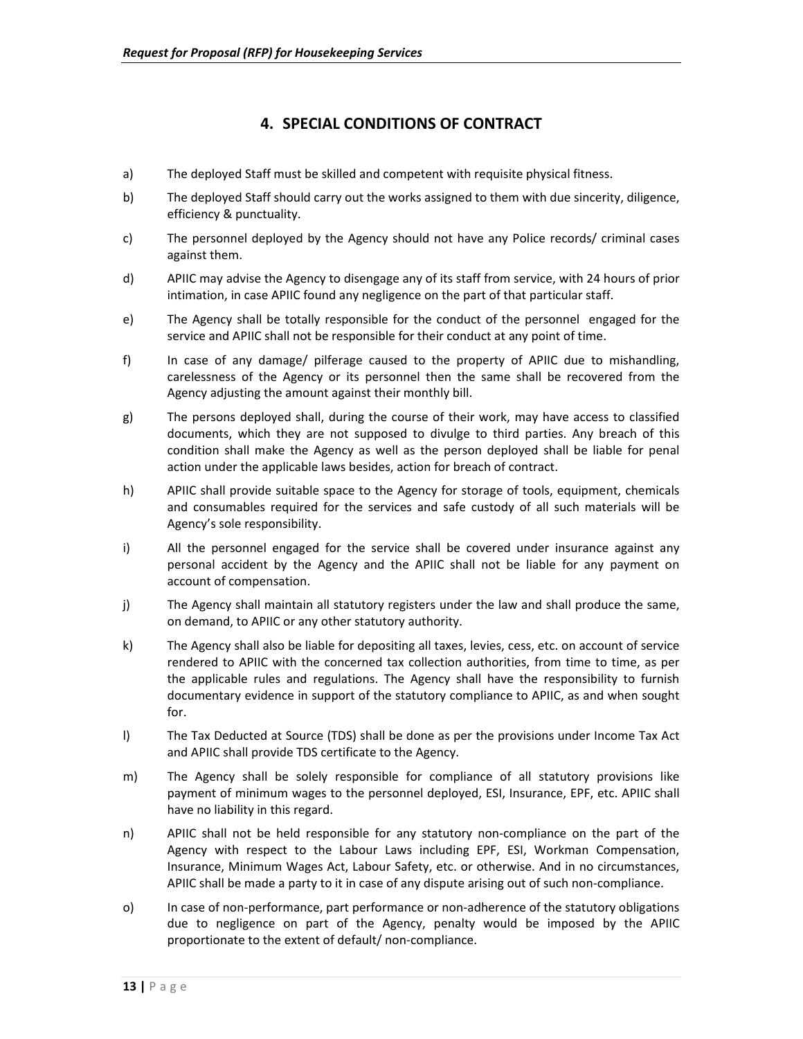## 4. SPECIAL CONDITIONS OF CONTRACT

a) The deployed Staff must be skilled and competent with requisite physical fitness.

b) The deployed Staff should carry out the works assigned to them with due sincerity, diligence, efficiency & punctuality.

c) The personnel deployed by the Agency should not have any Police records/ criminal cases against them.

d) APIIC may advise the Agency to disengage any of its staff from service, with 24 hours of prior intimation, in case APIIC found any negligence on the part of that particular staff.

e) The Agency shall be totally responsible for the conduct of the personnel engaged for the service and APIIC shall not be responsible for their conduct at any point of time.

f) In case of any damage/ pilferage caused to the property of APIIC due to mishandling, carelessness of the Agency or its personnel then the same shall be recovered from the Agency adjusting the amount against their monthly bill.

g) The persons deployed shall, during the course of their work, may have access to classified documents, which they are not supposed to divulge to third parties. Any breach of this condition shall make the Agency as well as the person deployed shall be liable for penal action under the applicable laws besides, action for breach of contract.

h) APIIC shall provide suitable space to the Agency for storage of tools, equipment, chemicals and consumables required for the services and safe custody of all such materials will be Agency's sole responsibility.

i) All the personnel engaged for the service shall be covered under insurance against any personal accident by the Agency and the APIIC shall not be liable for any payment on account of compensation.

j) The Agency shall maintain all statutory registers under the law and shall produce the same, on demand, to APIIC or any other statutory authority.

k) The Agency shall also be liable for depositing all taxes, levies, cess, etc. on account of service rendered to APIIC with the concerned tax collection authorities, from time to time, as per the applicable rules and regulations. The Agency shall have the responsibility to furnish documentary evidence in support of the statutory compliance to APIIC, as and when sought for.

l) The Tax Deducted at Source (TDS) shall be done as per the provisions under Income Tax Act and APIIC shall provide TDS certificate to the Agency.

m) The Agency shall be solely responsible for compliance of all statutory provisions like payment of minimum wages to the personnel deployed, ESI, Insurance, EPF, etc. APIIC shall have no liability in this regard.

n) APIIC shall not be held responsible for any statutory non-compliance on the part of the Agency with respect to the Labour Laws including EPF, ESI, Workman Compensation, Insurance, Minimum Wages Act, Labour Safety, etc. or otherwise. And in no circumstances, APIIC shall be made a party to it in case of any dispute arising out of such non-compliance.

o) In case of non-performance, part performance or non-adherence of the statutory obligations due to negligence on part of the Agency, penalty would be imposed by the APIIC proportionate to the extent of default/ non-compliance.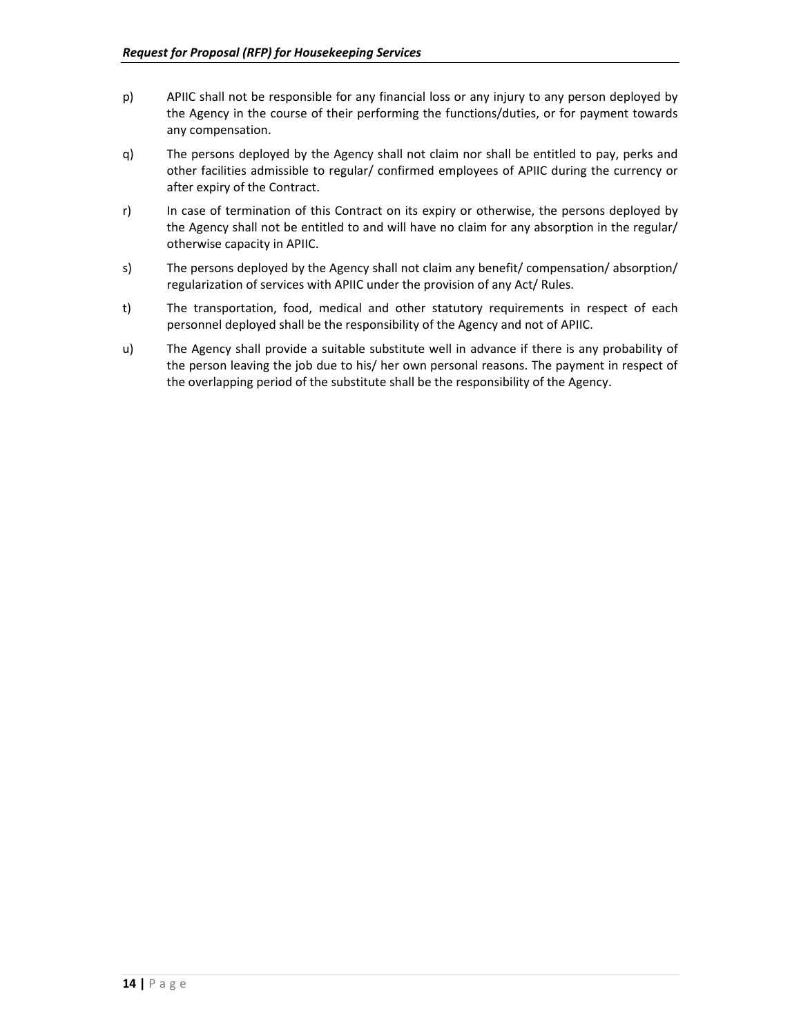p) APIIC shall not be responsible for any financial loss or any injury to any person deployed by the Agency in the course of their performing the functions/duties, or for payment towards any compensation.

q) The persons deployed by the Agency shall not claim nor shall be entitled to pay, perks and other facilities admissible to regular/ confirmed employees of APIIC during the currency or after expiry of the Contract.

r) In case of termination of this Contract on its expiry or otherwise, the persons deployed by the Agency shall not be entitled to and will have no claim for any absorption in the regular/ otherwise capacity in APIIC.

s) The persons deployed by the Agency shall not claim any benefit/ compensation/ absorption/ regularization of services with APIIC under the provision of any Act/ Rules.

t) The transportation, food, medical and other statutory requirements in respect of each personnel deployed shall be the responsibility of the Agency and not of APIIC.

u) The Agency shall provide a suitable substitute well in advance if there is any probability of the person leaving the job due to his/ her own personal reasons. The payment in respect of the overlapping period of the substitute shall be the responsibility of the Agency.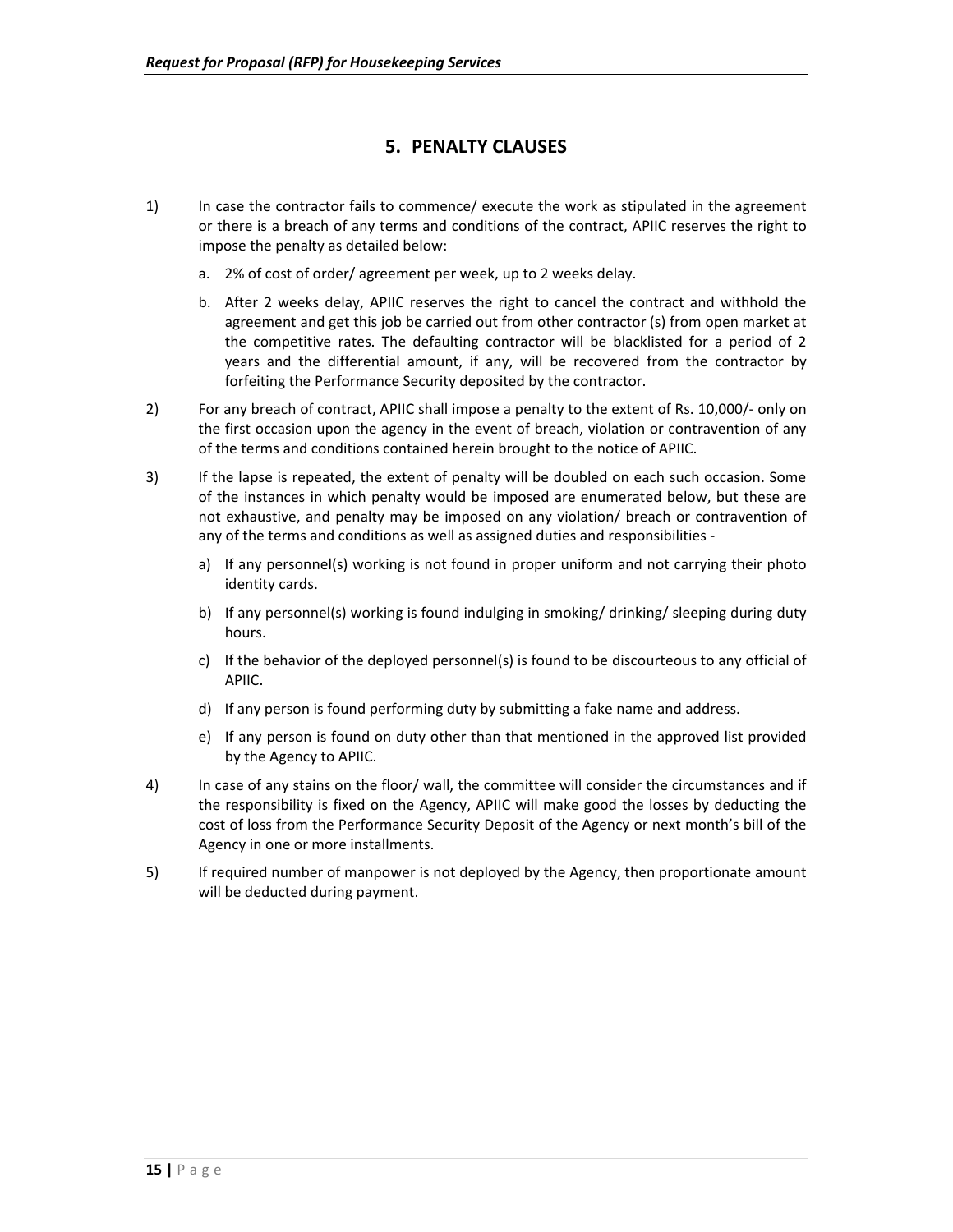## 5. PENALTY CLAUSES

1) In case the contractor fails to commence/ execute the work as stipulated in the agreement or there is a breach of any terms and conditions of the contract, APIIC reserves the right to impose the penalty as detailed below:

   a. 2% of cost of order/ agreement per week, up to 2 weeks delay.

   b. After 2 weeks delay, APIIC reserves the right to cancel the contract and withhold the agreement and get this job be carried out from other contractor (s) from open market at the competitive rates. The defaulting contractor will be blacklisted for a period of 2 years and the differential amount, if any, will be recovered from the contractor by forfeiting the Performance Security deposited by the contractor.

2) For any breach of contract, APIIC shall impose a penalty to the extent of Rs. 10,000/- only on the first occasion upon the agency in the event of breach, violation or contravention of any of the terms and conditions contained herein brought to the notice of APIIC.

3) If the lapse is repeated, the extent of penalty will be doubled on each such occasion. Some of the instances in which penalty would be imposed are enumerated below, but these are not exhaustive, and penalty may be imposed on any violation/ breach or contravention of any of the terms and conditions as well as assigned duties and responsibilities -

   a) If any personnel(s) working is not found in proper uniform and not carrying their photo identity cards.

   b) If any personnel(s) working is found indulging in smoking/ drinking/ sleeping during duty hours.

   c) If the behavior of the deployed personnel(s) is found to be discourteous to any official of APIIC.

   d) If any person is found performing duty by submitting a fake name and address.

   e) If any person is found on duty other than that mentioned in the approved list provided by the Agency to APIIC.

4) In case of any stains on the floor/ wall, the committee will consider the circumstances and if the responsibility is fixed on the Agency, APIIC will make good the losses by deducting the cost of loss from the Performance Security Deposit of the Agency or next month's bill of the Agency in one or more installments.

5) If required number of manpower is not deployed by the Agency, then proportionate amount will be deducted during payment.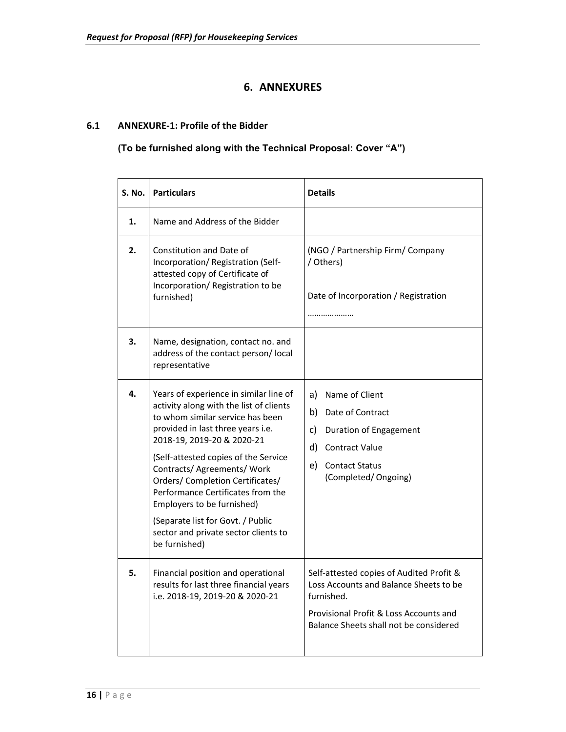# 6. ANNEXURES

## 6.1 ANNEXURE-1: Profile of the Bidder

**(To be furnished along with the Technical Proposal: Cover "A")**

| S. No. | Particulars | Details |
|---|---|---|
| **1.** | Name and Address of the Bidder | |
| **2.** | Constitution and Date of Incorporation/ Registration (Self-attested copy of Certificate of Incorporation/ Registration to be furnished) | (NGO / Partnership Firm/ Company / Others)<br><br>Date of Incorporation / Registration<br><br>……………….. |
| **3.** | Name, designation, contact no. and address of the contact person/ local representative | |
| **4.** | Years of experience in similar line of activity along with the list of clients to whom similar service has been provided in last three years i.e. 2018-19, 2019-20 & 2020-21<br><br>(Self-attested copies of the Service Contracts/ Agreements/ Work Orders/ Completion Certificates/ Performance Certificates from the Employers to be furnished)<br><br>(Separate list for Govt. / Public sector and private sector clients to be furnished) | a) Name of Client<br>b) Date of Contract<br>c) Duration of Engagement<br>d) Contract Value<br>e) Contact Status (Completed/ Ongoing) |
| **5.** | Financial position and operational results for last three financial years i.e. 2018-19, 2019-20 & 2020-21 | Self-attested copies of Audited Profit & Loss Accounts and Balance Sheets to be furnished.<br><br>Provisional Profit & Loss Accounts and Balance Sheets shall not be considered |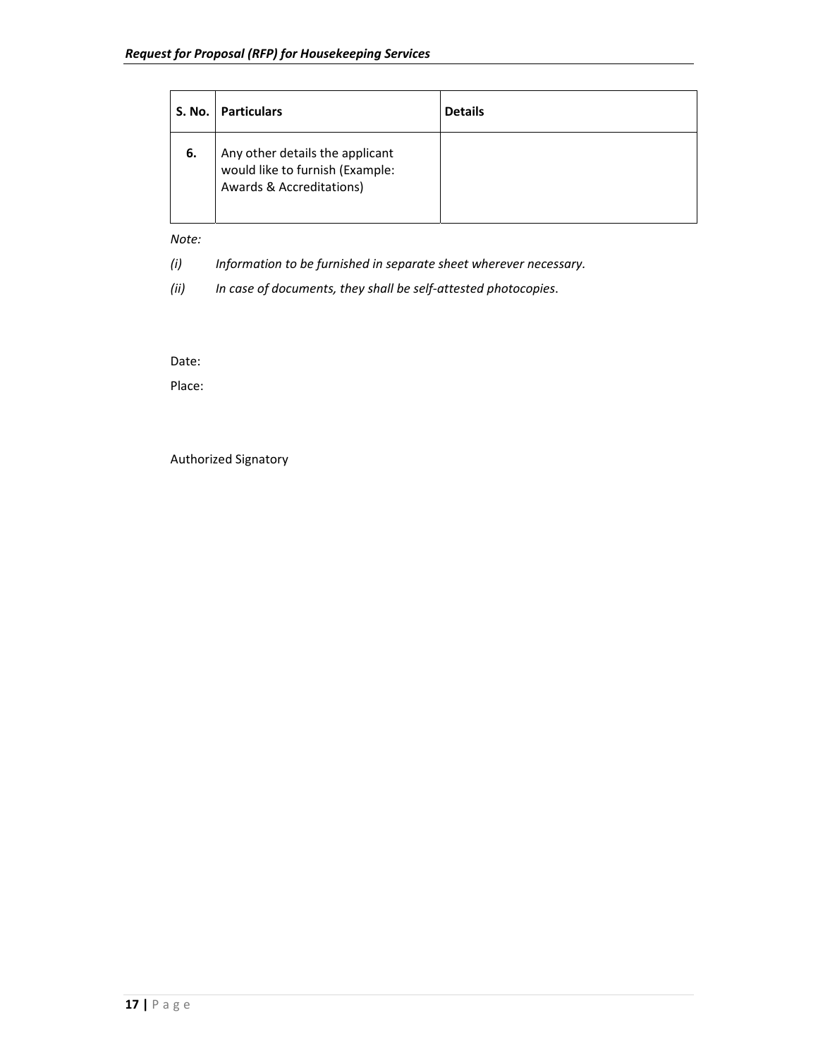| S. No. | Particulars | Details |
|---|---|---|
| **6.** | Any other details the applicant would like to furnish (Example: Awards & Accreditations) | |

*Note:*

*(i) Information to be furnished in separate sheet wherever necessary.*

*(ii) In case of documents, they shall be self-attested photocopies.*

Date:

Place:

Authorized Signatory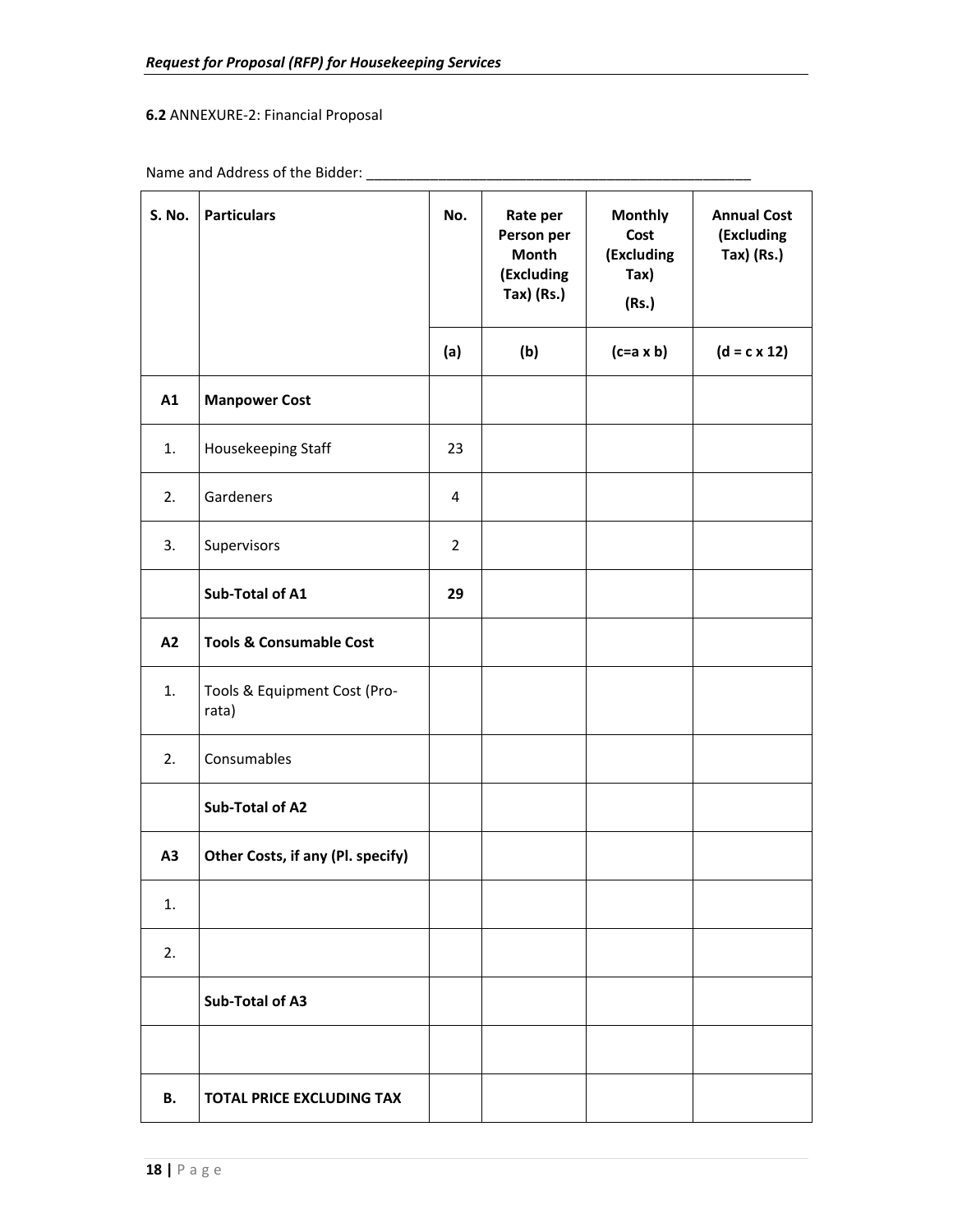**6.2** ANNEXURE-2: Financial Proposal

Name and Address of the Bidder: ___________________________________________________

| S. No. | Particulars | No. | Rate per Person per Month (Excluding Tax) (Rs.) | Monthly Cost (Excluding Tax) (Rs.) | Annual Cost (Excluding Tax) (Rs.) |
|---|---|---|---|---|---|
| | | (a) | (b) | (c=a x b) | (d = c x 12) |
| **A1** | **Manpower Cost** | | | | |
| 1. | Housekeeping Staff | 23 | | | |
| 2. | Gardeners | 4 | | | |
| 3. | Supervisors | 2 | | | |
| | **Sub-Total of A1** | **29** | | | |
| **A2** | **Tools & Consumable Cost** | | | | |
| 1. | Tools & Equipment Cost (Pro-rata) | | | | |
| 2. | Consumables | | | | |
| | **Sub-Total of A2** | | | | |
| **A3** | **Other Costs, if any (Pl. specify)** | | | | |
| 1. | | | | | |
| 2. | | | | | |
| | **Sub-Total of A3** | | | | |
| | | | | | |
| **B.** | **TOTAL PRICE EXCLUDING TAX** | | | | |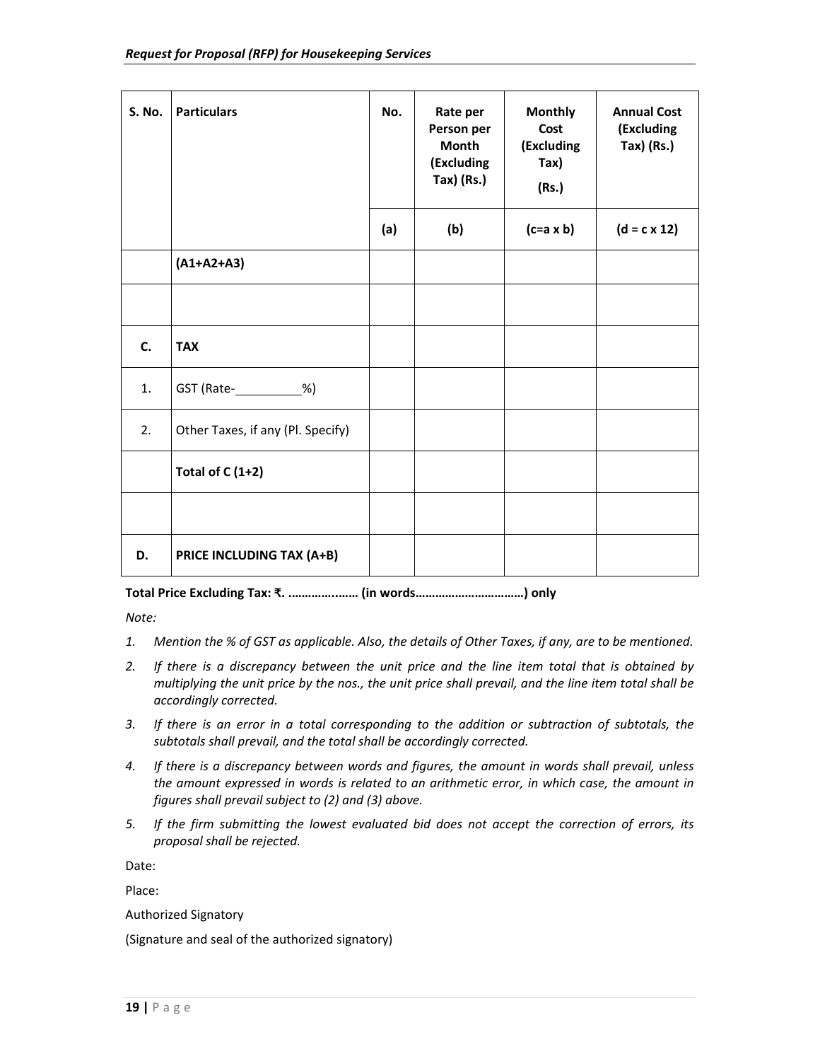| S. No. | Particulars | No. | Rate per Person per Month (Excluding Tax) (Rs.) | Monthly Cost (Excluding Tax) (Rs.) | Annual Cost (Excluding Tax) (Rs.) |
|---|---|---|---|---|---|
| | | (a) | (b) | (c=a x b) | (d = c x 12) |
| | **(A1+A2+A3)** | | | | |
| | | | | | |
| **C.** | **TAX** | | | | |
| 1. | GST (Rate-__________%) | | | | |
| 2. | Other Taxes, if any (Pl. Specify) | | | | |
| | **Total of C (1+2)** | | | | |
| | | | | | |
| **D.** | **PRICE INCLUDING TAX (A+B)** | | | | |

**Total Price Excluding Tax: ₹. ………….…… (in words……………………………) only**

*Note:*

1. *Mention the % of GST as applicable. Also, the details of Other Taxes, if any, are to be mentioned.*
2. *If there is a discrepancy between the unit price and the line item total that is obtained by multiplying the unit price by the nos., the unit price shall prevail, and the line item total shall be accordingly corrected.*
3. *If there is an error in a total corresponding to the addition or subtraction of subtotals, the subtotals shall prevail, and the total shall be accordingly corrected.*
4. *If there is a discrepancy between words and figures, the amount in words shall prevail, unless the amount expressed in words is related to an arithmetic error, in which case, the amount in figures shall prevail subject to (2) and (3) above.*
5. *If the firm submitting the lowest evaluated bid does not accept the correction of errors, its proposal shall be rejected.*

Date:

Place:

Authorized Signatory

(Signature and seal of the authorized signatory)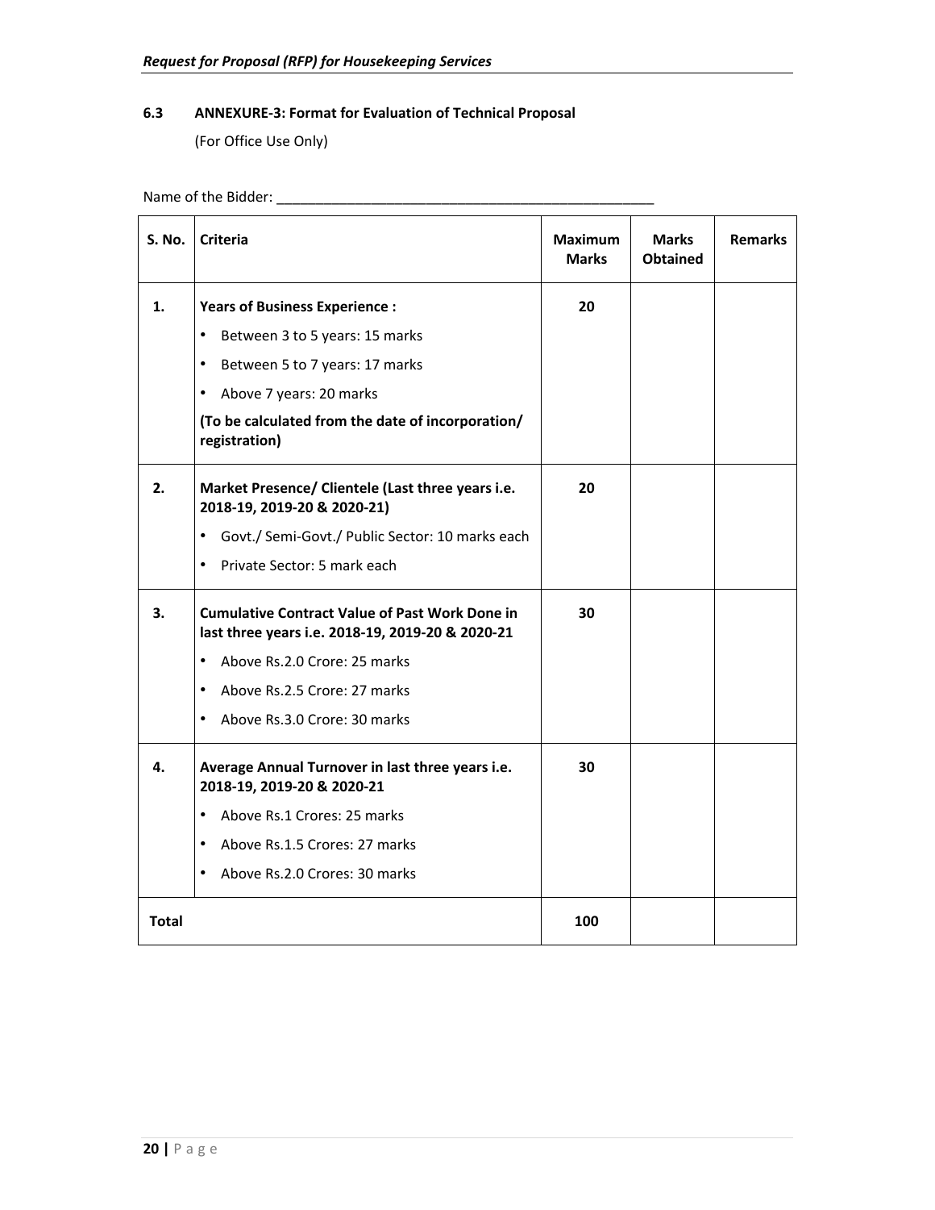### 6.3 ANNEXURE-3: Format for Evaluation of Technical Proposal

(For Office Use Only)

Name of the Bidder: ___________________________________________________

| S. No. | Criteria | Maximum Marks | Marks Obtained | Remarks |
|---|---|---|---|---|
| 1. | **Years of Business Experience :**<br>• Between 3 to 5 years: 15 marks<br>• Between 5 to 7 years: 17 marks<br>• Above 7 years: 20 marks<br>**(To be calculated from the date of incorporation/ registration)** | 20 | | |
| 2. | **Market Presence/ Clientele (Last three years i.e. 2018-19, 2019-20 & 2020-21)**<br>• Govt./ Semi-Govt./ Public Sector: 10 marks each<br>• Private Sector: 5 mark each | 20 | | |
| 3. | **Cumulative Contract Value of Past Work Done in last three years i.e. 2018-19, 2019-20 & 2020-21**<br>• Above Rs.2.0 Crore: 25 marks<br>• Above Rs.2.5 Crore: 27 marks<br>• Above Rs.3.0 Crore: 30 marks | 30 | | |
| 4. | **Average Annual Turnover in last three years i.e. 2018-19, 2019-20 & 2020-21**<br>• Above Rs.1 Crores: 25 marks<br>• Above Rs.1.5 Crores: 27 marks<br>• Above Rs.2.0 Crores: 30 marks | 30 | | |
| **Total** | | 100 | | |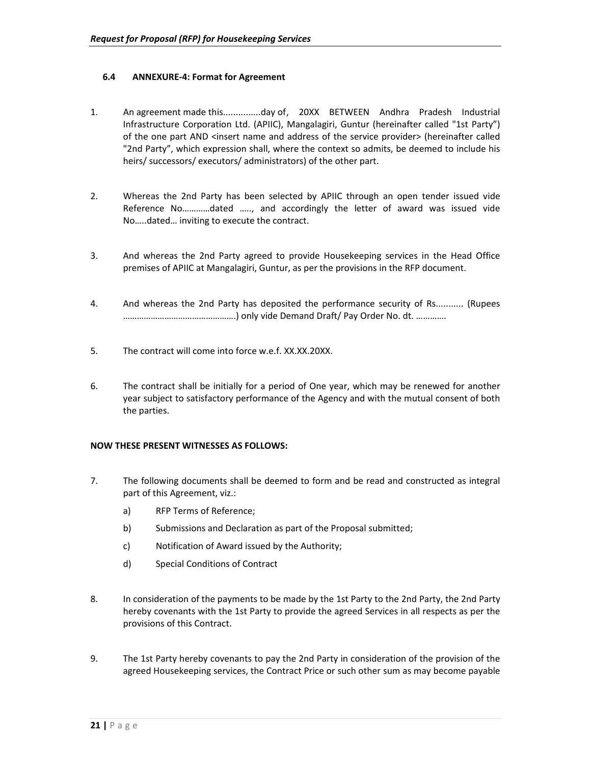### 6.4 ANNEXURE-4: Format for Agreement

1. An agreement made this...............day of, 20XX BETWEEN Andhra Pradesh Industrial Infrastructure Corporation Ltd. (APIIC), Mangalagiri, Guntur (hereinafter called "1st Party") of the one part AND <insert name and address of the service provider> (hereinafter called "2nd Party", which expression shall, where the context so admits, be deemed to include his heirs/ successors/ executors/ administrators) of the other part.

2. Whereas the 2nd Party has been selected by APIIC through an open tender issued vide Reference No…………dated ….., and accordingly the letter of award was issued vide No…..dated… inviting to execute the contract.

3. And whereas the 2nd Party agreed to provide Housekeeping services in the Head Office premises of APIIC at Mangalagiri, Guntur, as per the provisions in the RFP document.

4. And whereas the 2nd Party has deposited the performance security of Rs........... (Rupees ……………………………………….) only vide Demand Draft/ Pay Order No. dt. ………….

5. The contract will come into force w.e.f. XX.XX.20XX.

6. The contract shall be initially for a period of One year, which may be renewed for another year subject to satisfactory performance of the Agency and with the mutual consent of both the parties.

**NOW THESE PRESENT WITNESSES AS FOLLOWS:**

7. The following documents shall be deemed to form and be read and constructed as integral part of this Agreement, viz.:
   a) RFP Terms of Reference;
   b) Submissions and Declaration as part of the Proposal submitted;
   c) Notification of Award issued by the Authority;
   d) Special Conditions of Contract

8. In consideration of the payments to be made by the 1st Party to the 2nd Party, the 2nd Party hereby covenants with the 1st Party to provide the agreed Services in all respects as per the provisions of this Contract.

9. The 1st Party hereby covenants to pay the 2nd Party in consideration of the provision of the agreed Housekeeping services, the Contract Price or such other sum as may become payable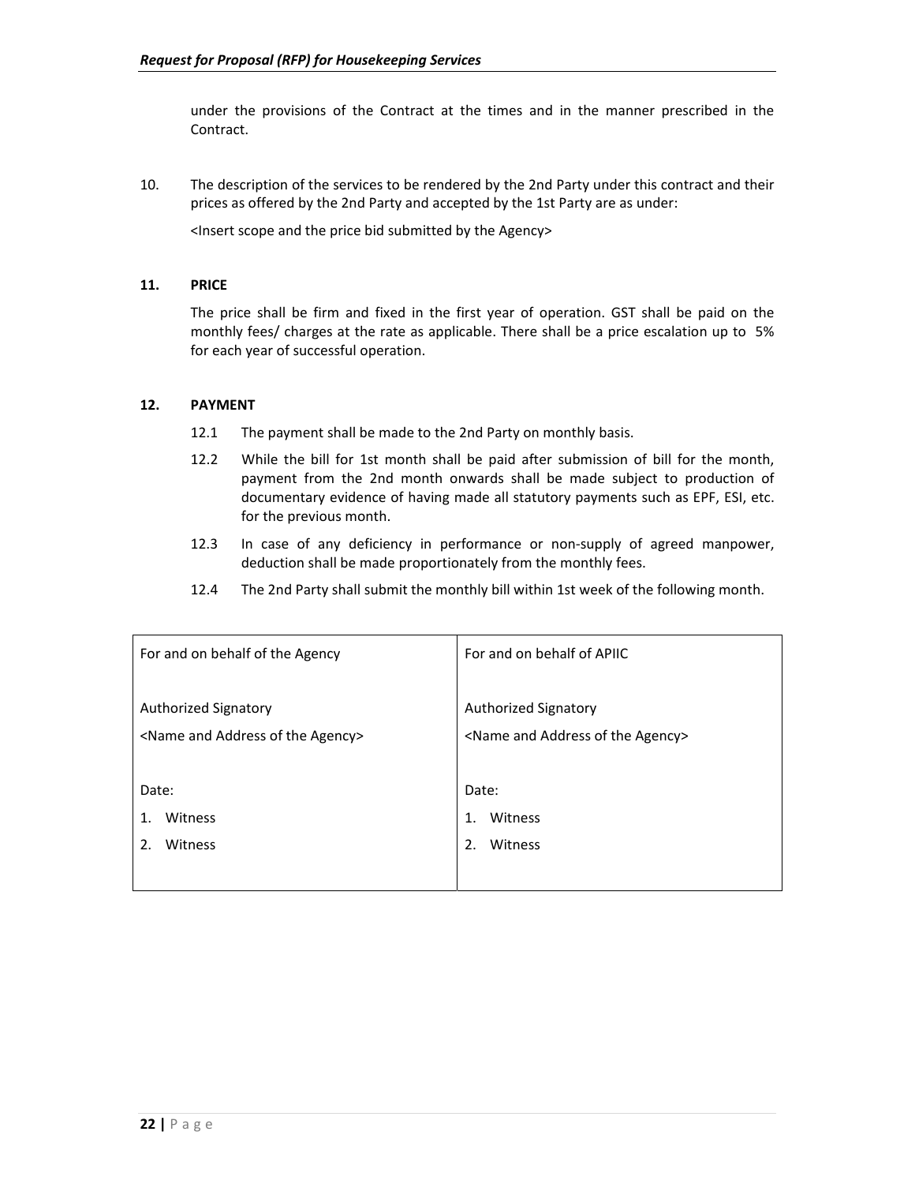under the provisions of the Contract at the times and in the manner prescribed in the Contract.

10. The description of the services to be rendered by the 2nd Party under this contract and their prices as offered by the 2nd Party and accepted by the 1st Party are as under:

    <Insert scope and the price bid submitted by the Agency>

**11. PRICE**

The price shall be firm and fixed in the first year of operation. GST shall be paid on the monthly fees/ charges at the rate as applicable. There shall be a price escalation up to 5% for each year of successful operation.

**12. PAYMENT**

12.1 The payment shall be made to the 2nd Party on monthly basis.

12.2 While the bill for 1st month shall be paid after submission of bill for the month, payment from the 2nd month onwards shall be made subject to production of documentary evidence of having made all statutory payments such as EPF, ESI, etc. for the previous month.

12.3 In case of any deficiency in performance or non-supply of agreed manpower, deduction shall be made proportionately from the monthly fees.

12.4 The 2nd Party shall submit the monthly bill within 1st week of the following month.

| For and on behalf of the Agency | For and on behalf of APIIC |
|---|---|
| Authorized Signatory<br><Name and Address of the Agency> | Authorized Signatory<br><Name and Address of the Agency> |
| Date:<br>1. Witness<br>2. Witness | Date:<br>1. Witness<br>2. Witness |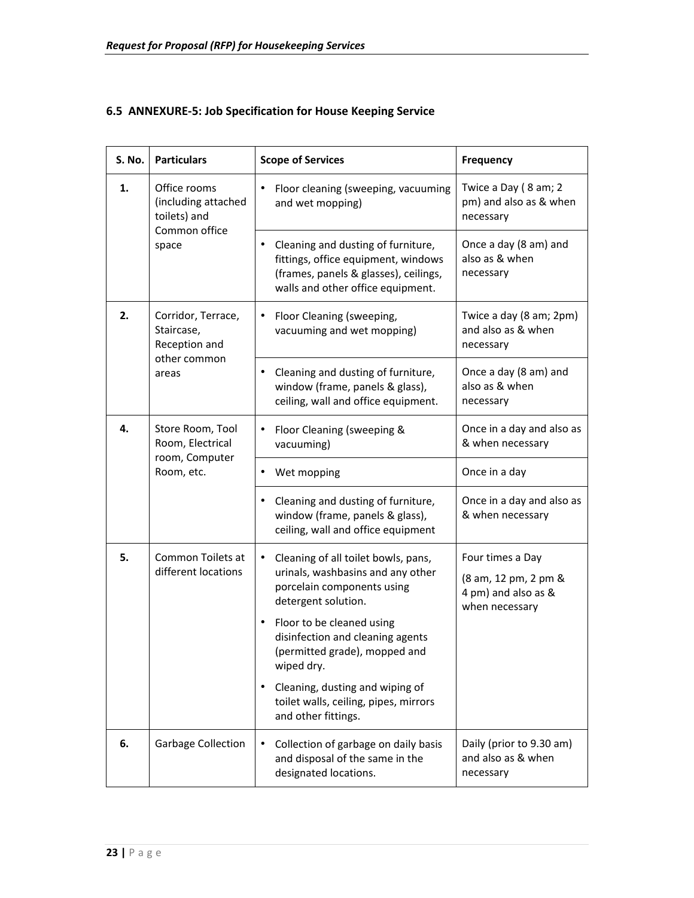## 6.5 ANNEXURE-5: Job Specification for House Keeping Service

| S. No. | Particulars | Scope of Services | Frequency |
|---|---|---|---|
| 1. | Office rooms (including attached toilets) and Common office space | • Floor cleaning (sweeping, vacuuming and wet mopping) | Twice a Day ( 8 am; 2 pm) and also as & when necessary |
| | | • Cleaning and dusting of furniture, fittings, office equipment, windows (frames, panels & glasses), ceilings, walls and other office equipment. | Once a day (8 am) and also as & when necessary |
| 2. | Corridor, Terrace, Staircase, Reception and other common areas | • Floor Cleaning (sweeping, vacuuming and wet mopping) | Twice a day (8 am; 2pm) and also as & when necessary |
| | | • Cleaning and dusting of furniture, window (frame, panels & glass), ceiling, wall and office equipment. | Once a day (8 am) and also as & when necessary |
| 4. | Store Room, Tool Room, Electrical room, Computer Room, etc. | • Floor Cleaning (sweeping & vacuuming) | Once in a day and also as & when necessary |
| | | • Wet mopping | Once in a day |
| | | • Cleaning and dusting of furniture, window (frame, panels & glass), ceiling, wall and office equipment | Once in a day and also as & when necessary |
| 5. | Common Toilets at different locations | • Cleaning of all toilet bowls, pans, urinals, washbasins and any other porcelain components using detergent solution.<br>• Floor to be cleaned using disinfection and cleaning agents (permitted grade), mopped and wiped dry.<br>• Cleaning, dusting and wiping of toilet walls, ceiling, pipes, mirrors and other fittings. | Four times a Day<br>(8 am, 12 pm, 2 pm & 4 pm) and also as & when necessary |
| 6. | Garbage Collection | • Collection of garbage on daily basis and disposal of the same in the designated locations. | Daily (prior to 9.30 am) and also as & when necessary |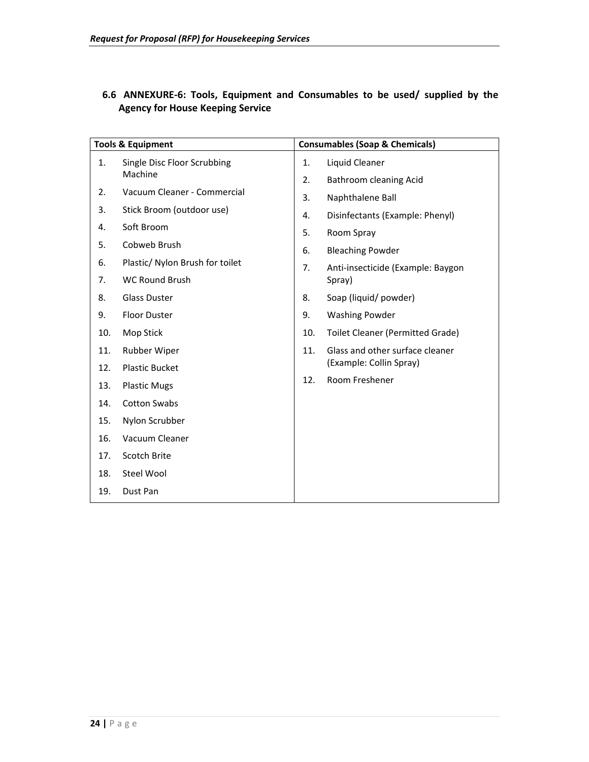### 6.6 ANNEXURE-6: Tools, Equipment and Consumables to be used/ supplied by the Agency for House Keeping Service

| Tools & Equipment | Consumables (Soap & Chemicals) |
|---|---|
| 1. Single Disc Floor Scrubbing Machine | 1. Liquid Cleaner |
| 2. Vacuum Cleaner - Commercial | 2. Bathroom cleaning Acid |
| 3. Stick Broom (outdoor use) | 3. Naphthalene Ball |
| 4. Soft Broom | 4. Disinfectants (Example: Phenyl) |
| 5. Cobweb Brush | 5. Room Spray |
| 6. Plastic/ Nylon Brush for toilet | 6. Bleaching Powder |
| 7. WC Round Brush | 7. Anti-insecticide (Example: Baygon Spray) |
| 8. Glass Duster | 8. Soap (liquid/ powder) |
| 9. Floor Duster | 9. Washing Powder |
| 10. Mop Stick | 10. Toilet Cleaner (Permitted Grade) |
| 11. Rubber Wiper | 11. Glass and other surface cleaner (Example: Collin Spray) |
| 12. Plastic Bucket | 12. Room Freshener |
| 13. Plastic Mugs | |
| 14. Cotton Swabs | |
| 15. Nylon Scrubber | |
| 16. Vacuum Cleaner | |
| 17. Scotch Brite | |
| 18. Steel Wool | |
| 19. Dust Pan | |